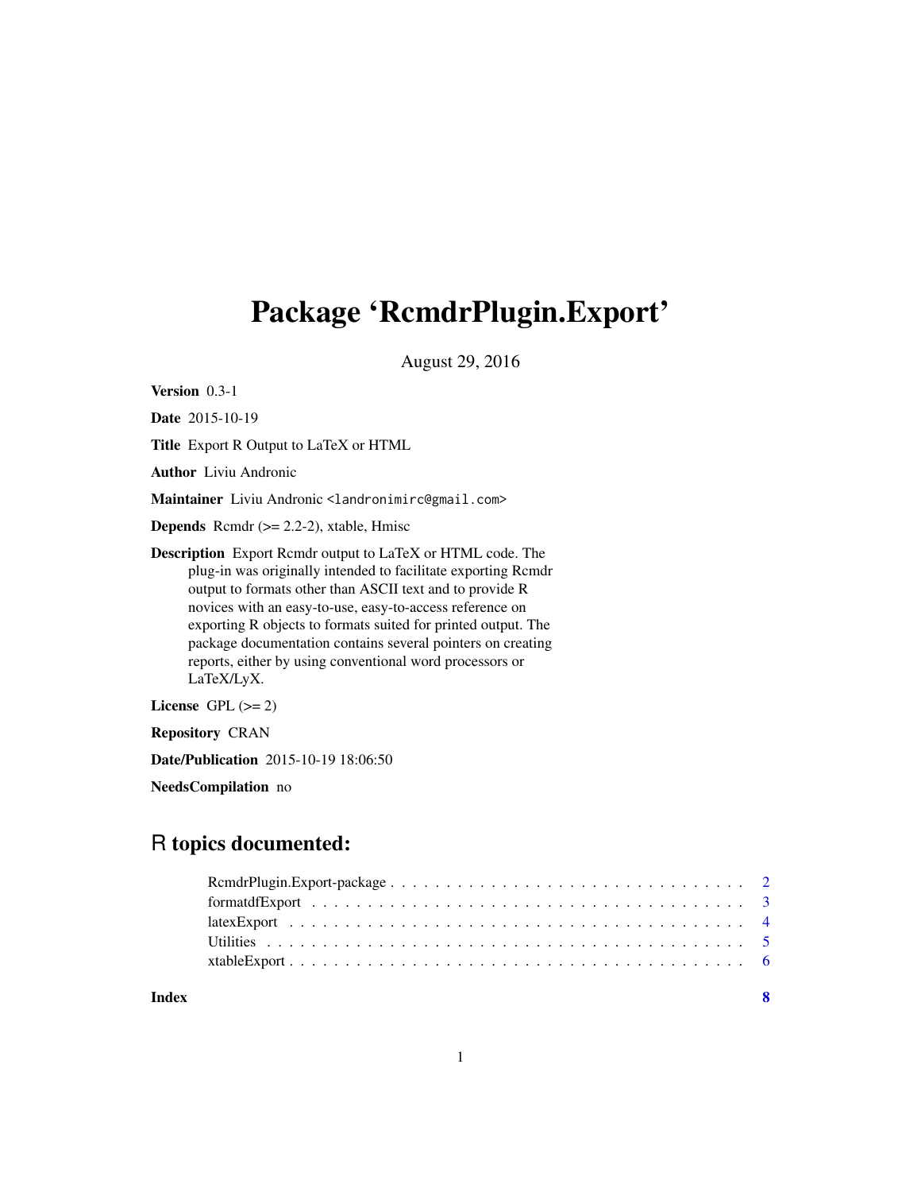# Package 'RcmdrPlugin.Export'

August 29, 2016

**Version** 0.3-1

**Date** 2015-10-19

**Title** Export R Output to LaTeX or HTML

**Author** Liviu Andronic

**Maintainer** Liviu Andronic <landronimirc@gmail.com>

**Depends** Rcmdr (>= 2.2-2), xtable, Hmisc

**Description** Export Rcmdr output to LaTeX or HTML code. The plug-in was originally intended to facilitate exporting Rcmdr output to formats other than ASCII text and to provide R novices with an easy-to-use, easy-to-access reference on exporting R objects to formats suited for printed output. The package documentation contains several pointers on creating reports, either by using conventional word processors or LaTeX/LyX.

**License** GPL (>= 2)

**Repository** CRAN

**Date/Publication** 2015-10-19 18:06:50

**NeedsCompilation** no

## R topics documented:

- RcmdrPlugin.Export-package . . . . . . . . . . . . . . . . . . . . . . . . . . . . . . . . . 2
- formatdfExport . . . . . . . . . . . . . . . . . . . . . . . . . . . . . . . . . . . . . . . . 3
- latexExport . . . . . . . . . . . . . . . . . . . . . . . . . . . . . . . . . . . . . . . . . . 4
- Utilities . . . . . . . . . . . . . . . . . . . . . . . . . . . . . . . . . . . . . . . . . . . . 5
- xtableExport . . . . . . . . . . . . . . . . . . . . . . . . . . . . . . . . . . . . . . . . . 6

**Index** **8**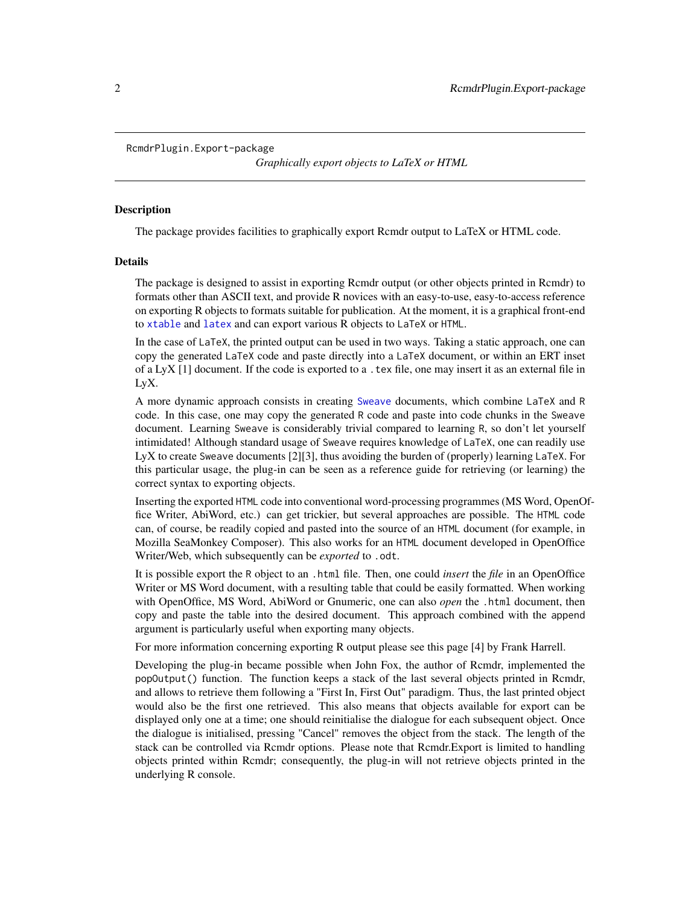RcmdrPlugin.Export-package

*Graphically export objects to LaTeX or HTML*

## Description

The package provides facilities to graphically export Rcmdr output to LaTeX or HTML code.

## Details

The package is designed to assist in exporting Rcmdr output (or other objects printed in Rcmdr) to formats other than ASCII text, and provide R novices with an easy-to-use, easy-to-access reference on exporting R objects to formats suitable for publication. At the moment, it is a graphical front-end to `xtable` and `latex` and can export various R objects to `LaTeX` or `HTML`.

In the case of `LaTeX`, the printed output can be used in two ways. Taking a static approach, one can copy the generated `LaTeX` code and paste directly into a `LaTeX` document, or within an ERT inset of a LyX [1] document. If the code is exported to a `.tex` file, one may insert it as an external file in LyX.

A more dynamic approach consists in creating `Sweave` documents, which combine `LaTeX` and `R` code. In this case, one may copy the generated `R` code and paste into code chunks in the `Sweave` document. Learning `Sweave` is considerably trivial compared to learning `R`, so don't let yourself intimidated! Although standard usage of `Sweave` requires knowledge of `LaTeX`, one can readily use LyX to create `Sweave` documents [2][3], thus avoiding the burden of (properly) learning `LaTeX`. For this particular usage, the plug-in can be seen as a reference guide for retrieving (or learning) the correct syntax to exporting objects.

Inserting the exported `HTML` code into conventional word-processing programmes (MS Word, OpenOffice Writer, AbiWord, etc.) can get trickier, but several approaches are possible. The `HTML` code can, of course, be readily copied and pasted into the source of an `HTML` document (for example, in Mozilla SeaMonkey Composer). This also works for an `HTML` document developed in OpenOffice Writer/Web, which subsequently can be *exported* to `.odt`.

It is possible export the `R` object to an `.html` file. Then, one could *insert* the *file* in an OpenOffice Writer or MS Word document, with a resulting table that could be easily formatted. When working with OpenOffice, MS Word, AbiWord or Gnumeric, one can also *open* the `.html` document, then copy and paste the table into the desired document. This approach combined with the `append` argument is particularly useful when exporting many objects.

For more information concerning exporting R output please see this page [4] by Frank Harrell.

Developing the plug-in became possible when John Fox, the author of Rcmdr, implemented the `popOutput()` function. The function keeps a stack of the last several objects printed in Rcmdr, and allows to retrieve them following a "First In, First Out" paradigm. Thus, the last printed object would also be the first one retrieved. This also means that objects available for export can be displayed only one at a time; one should reinitialise the dialogue for each subsequent object. Once the dialogue is initialised, pressing "Cancel" removes the object from the stack. The length of the stack can be controlled via Rcmdr options. Please note that Rcmdr.Export is limited to handling objects printed within Rcmdr; consequently, the plug-in will not retrieve objects printed in the underlying R console.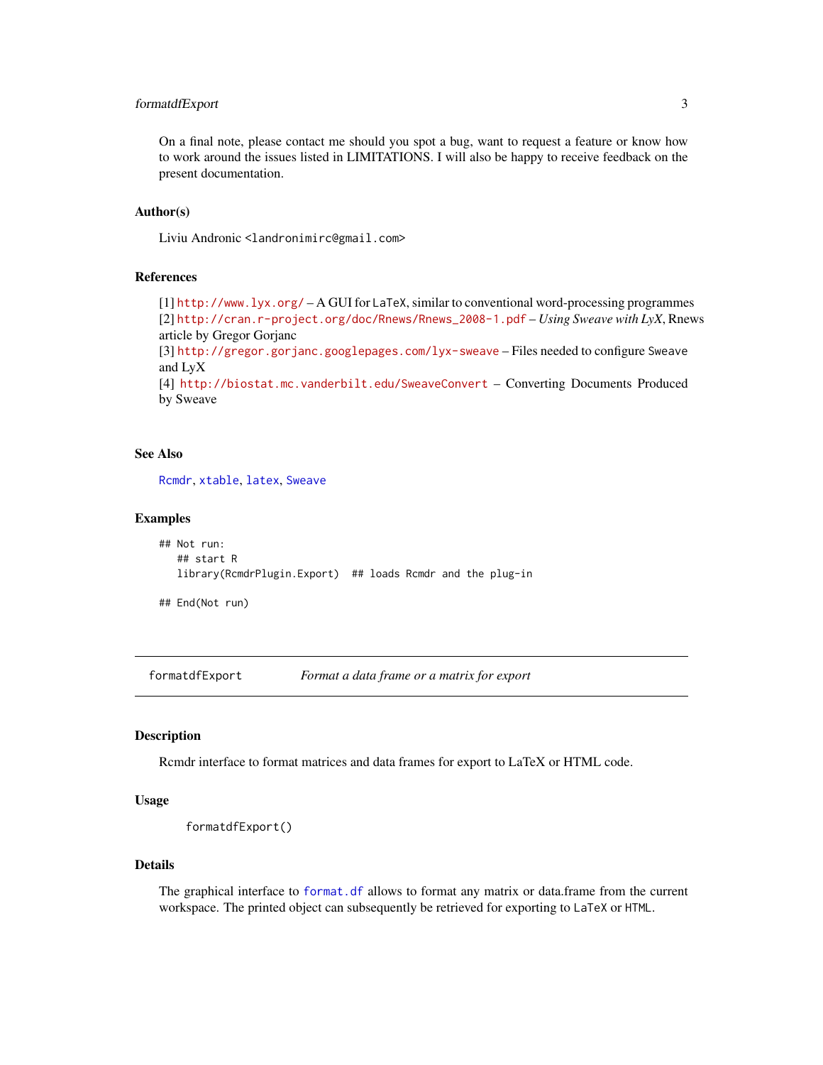On a final note, please contact me should you spot a bug, want to request a feature or know how to work around the issues listed in LIMITATIONS. I will also be happy to receive feedback on the present documentation.

### Author(s)

Liviu Andronic <landronimirc@gmail.com>

### References

[1] http://www.lyx.org/ – A GUI for LaTeX, similar to conventional word-processing programmes
[2] http://cran.r-project.org/doc/Rnews/Rnews_2008-1.pdf – *Using Sweave with LyX*, Rnews article by Gregor Gorjanc
[3] http://gregor.gorjanc.googlepages.com/lyx-sweave – Files needed to configure Sweave and LyX
[4] http://biostat.mc.vanderbilt.edu/SweaveConvert – Converting Documents Produced by Sweave

### See Also

Rcmdr, xtable, latex, Sweave

### Examples

```
## Not run:
   ## start R
   library(RcmdrPlugin.Export)  ## loads Rcmdr and the plug-in

## End(Not run)
```

---

## formatdfExport — *Format a data frame or a matrix for export*

### Description

Rcmdr interface to format matrices and data frames for export to LaTeX or HTML code.

### Usage

```
formatdfExport()
```

### Details

The graphical interface to format.df allows to format any matrix or data.frame from the current workspace. The printed object can subsequently be retrieved for exporting to LaTeX or HTML.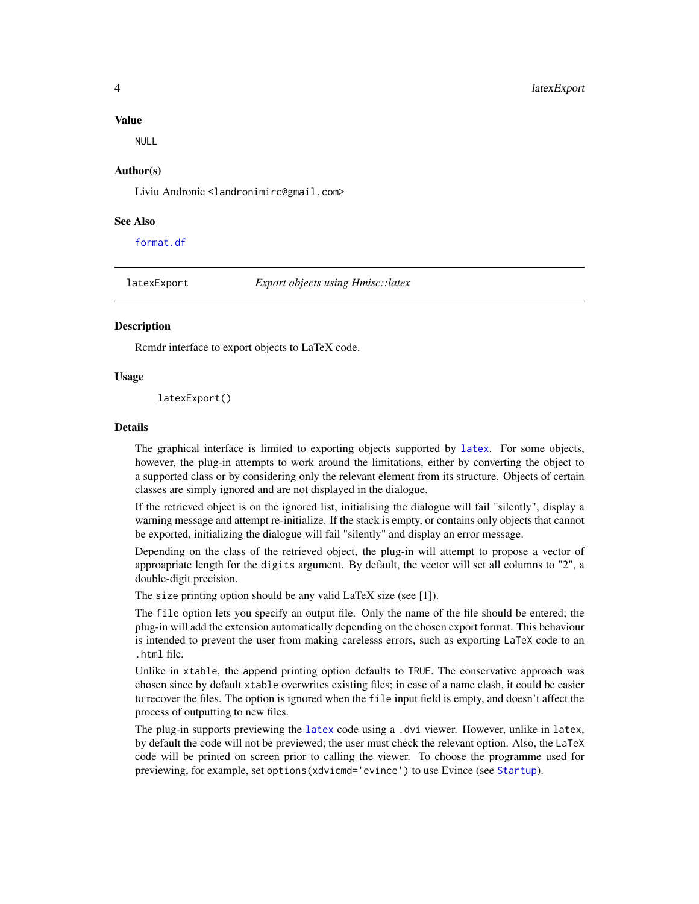### Value

NULL

### Author(s)

Liviu Andronic <landronimirc@gmail.com>

### See Also

format.df

---

## latexExport — *Export objects using Hmisc::latex*

### Description

Rcmdr interface to export objects to LaTeX code.

### Usage

```
latexExport()
```

### Details

The graphical interface is limited to exporting objects supported by latex. For some objects, however, the plug-in attempts to work around the limitations, either by converting the object to a supported class or by considering only the relevant element from its structure. Objects of certain classes are simply ignored and are not displayed in the dialogue.

If the retrieved object is on the ignored list, initialising the dialogue will fail "silently", display a warning message and attempt re-initialize. If the stack is empty, or contains only objects that cannot be exported, initializing the dialogue will fail "silently" and display an error message.

Depending on the class of the retrieved object, the plug-in will attempt to propose a vector of approapriate length for the `digits` argument. By default, the vector will set all columns to "2", a double-digit precision.

The `size` printing option should be any valid LaTeX size (see [1]).

The `file` option lets you specify an output file. Only the name of the file should be entered; the plug-in will add the extension automatically depending on the chosen export format. This behaviour is intended to prevent the user from making carelesss errors, such as exporting LaTeX code to an `.html` file.

Unlike in `xtable`, the `append` printing option defaults to `TRUE`. The conservative approach was chosen since by default `xtable` overwrites existing files; in case of a name clash, it could be easier to recover the files. The option is ignored when the `file` input field is empty, and doesn't affect the process of outputting to new files.

The plug-in supports previewing the latex code using a `.dvi` viewer. However, unlike in `latex`, by default the code will not be previewed; the user must check the relevant option. Also, the LaTeX code will be printed on screen prior to calling the viewer. To choose the programme used for previewing, for example, set `options(xdvicmd='evince')` to use Evince (see Startup).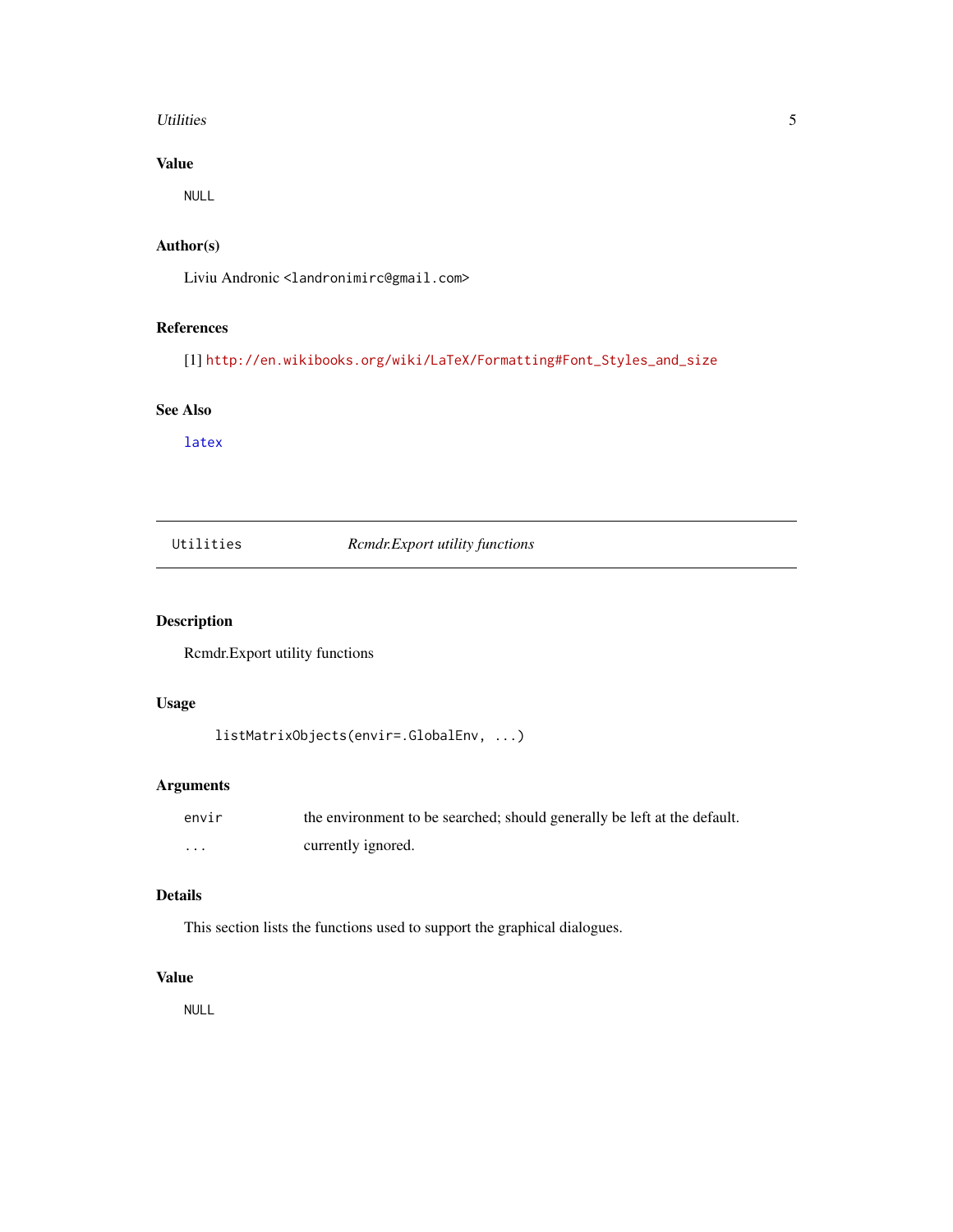## Value

NULL

## Author(s)

Liviu Andronic <landronimirc@gmail.com>

## References

[1] http://en.wikibooks.org/wiki/LaTeX/Formatting#Font_Styles_and_size

## See Also

latex

---

# Utilities — *Rcmdr.Export utility functions*

---

## Description

Rcmdr.Export utility functions

## Usage

```
listMatrixObjects(envir=.GlobalEnv, ...)
```

## Arguments

| | |
|---|---|
| envir | the environment to be searched; should generally be left at the default. |
| ... | currently ignored. |

## Details

This section lists the functions used to support the graphical dialogues.

## Value

NULL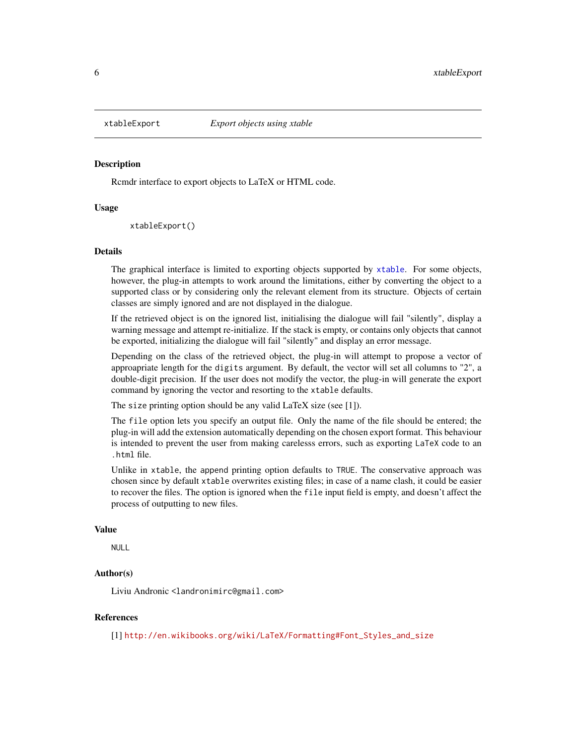## xtableExport — *Export objects using xtable*

### Description

Rcmdr interface to export objects to LaTeX or HTML code.

### Usage

```
xtableExport()
```

### Details

The graphical interface is limited to exporting objects supported by `xtable`. For some objects, however, the plug-in attempts to work around the limitations, either by converting the object to a supported class or by considering only the relevant element from its structure. Objects of certain classes are simply ignored and are not displayed in the dialogue.

If the retrieved object is on the ignored list, initialising the dialogue will fail "silently", display a warning message and attempt re-initialize. If the stack is empty, or contains only objects that cannot be exported, initializing the dialogue will fail "silently" and display an error message.

Depending on the class of the retrieved object, the plug-in will attempt to propose a vector of approapriate length for the `digits` argument. By default, the vector will set all columns to "2", a double-digit precision. If the user does not modify the vector, the plug-in will generate the export command by ignoring the vector and resorting to the `xtable` defaults.

The `size` printing option should be any valid LaTeX size (see [1]).

The `file` option lets you specify an output file. Only the name of the file should be entered; the plug-in will add the extension automatically depending on the chosen export format. This behaviour is intended to prevent the user from making carelesss errors, such as exporting `LaTeX` code to an `.html` file.

Unlike in `xtable`, the `append` printing option defaults to `TRUE`. The conservative approach was chosen since by default `xtable` overwrites existing files; in case of a name clash, it could be easier to recover the files. The option is ignored when the `file` input field is empty, and doesn't affect the process of outputting to new files.

### Value

`NULL`

### Author(s)

Liviu Andronic <`landronimirc@gmail.com`>

### References

[1] http://en.wikibooks.org/wiki/LaTeX/Formatting#Font_Styles_and_size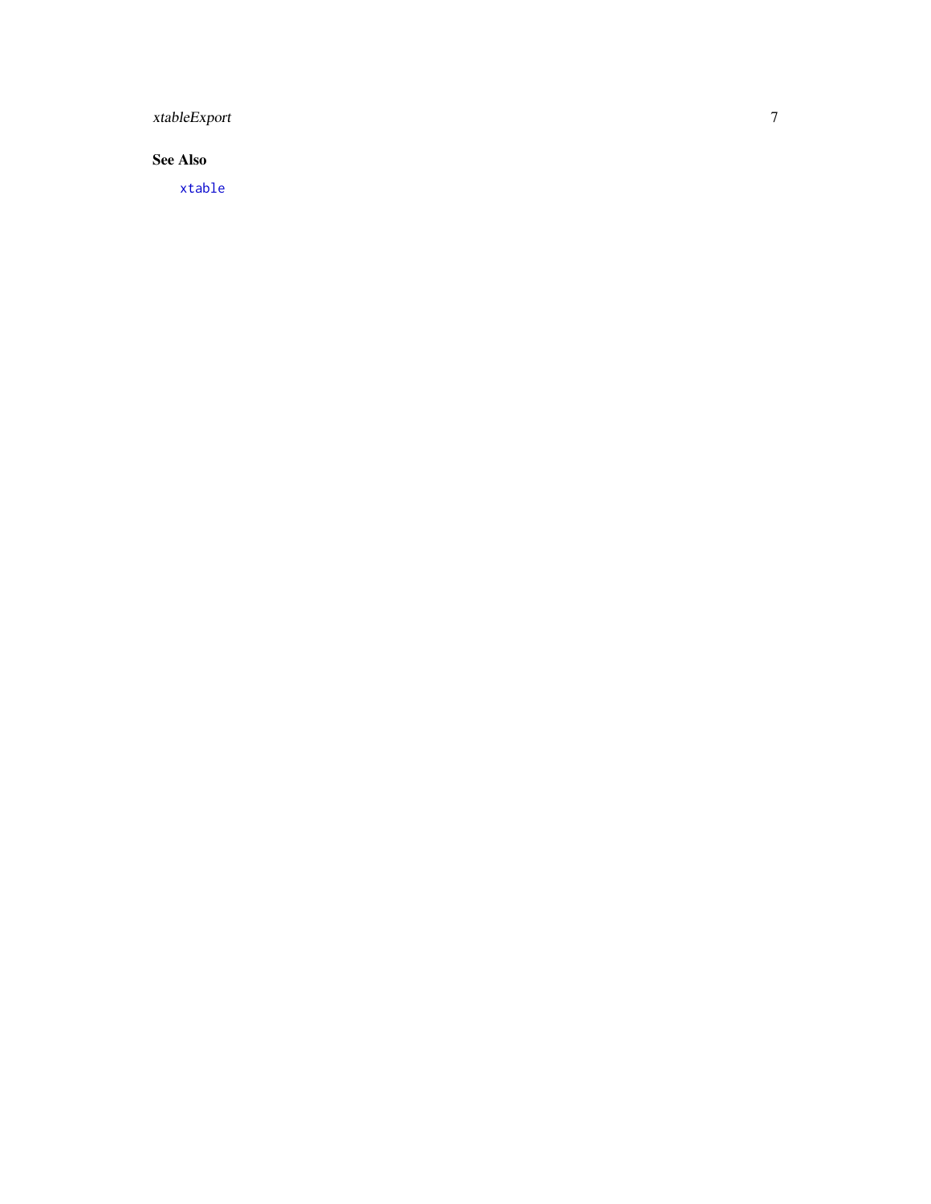## See Also

`xtable`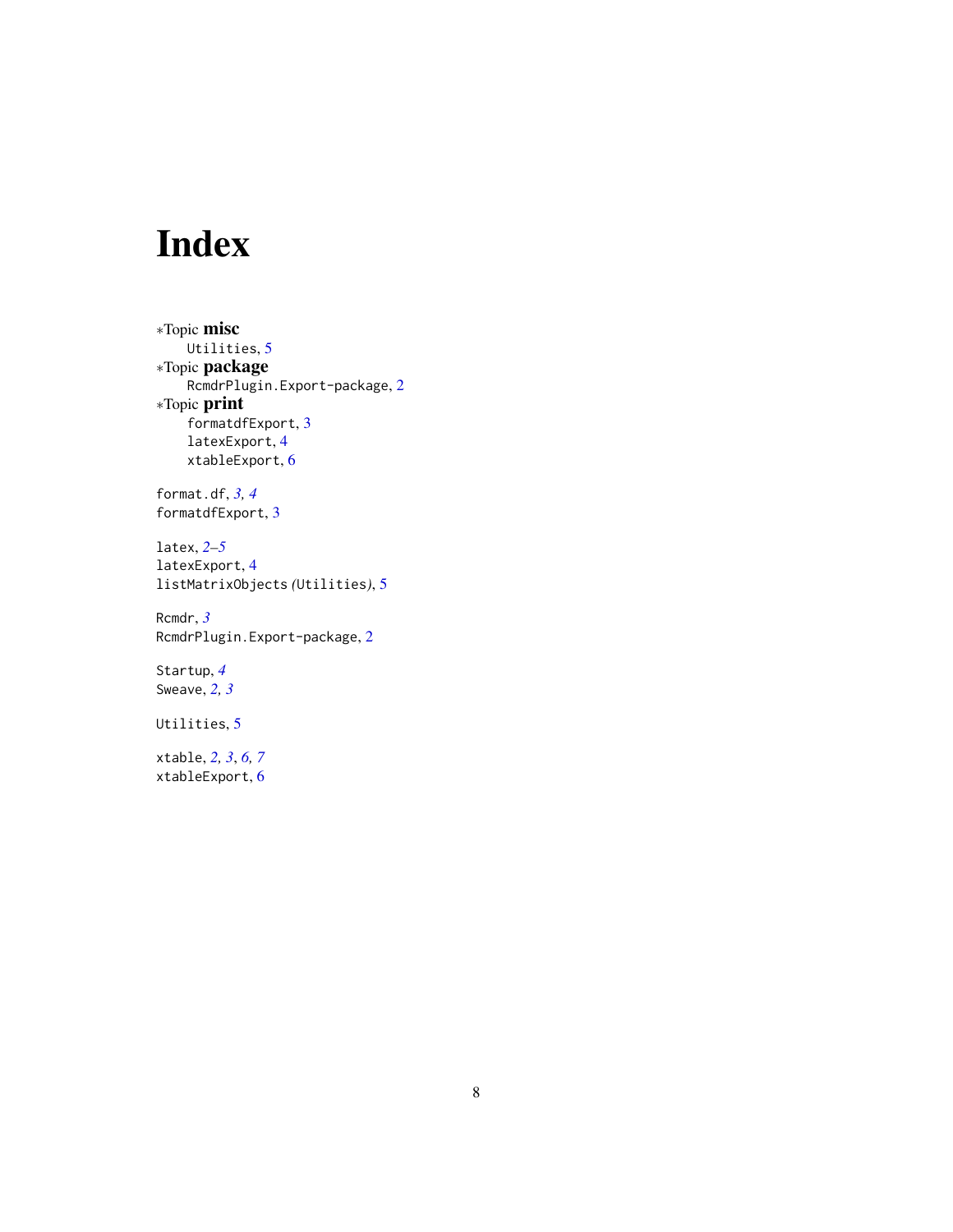# Index

∗Topic **misc**
  Utilities, 5
∗Topic **package**
  RcmdrPlugin.Export-package, 2
∗Topic **print**
  formatdfExport, 3
  latexExport, 4
  xtableExport, 6

format.df, *3, 4*
formatdfExport, 3

latex, *2–5*
latexExport, 4
listMatrixObjects *(*Utilities*)*, 5

Rcmdr, *3*
RcmdrPlugin.Export-package, 2

Startup, *4*
Sweave, *2, 3*

Utilities, 5

xtable, *2, 3*, *6, 7*
xtableExport, 6